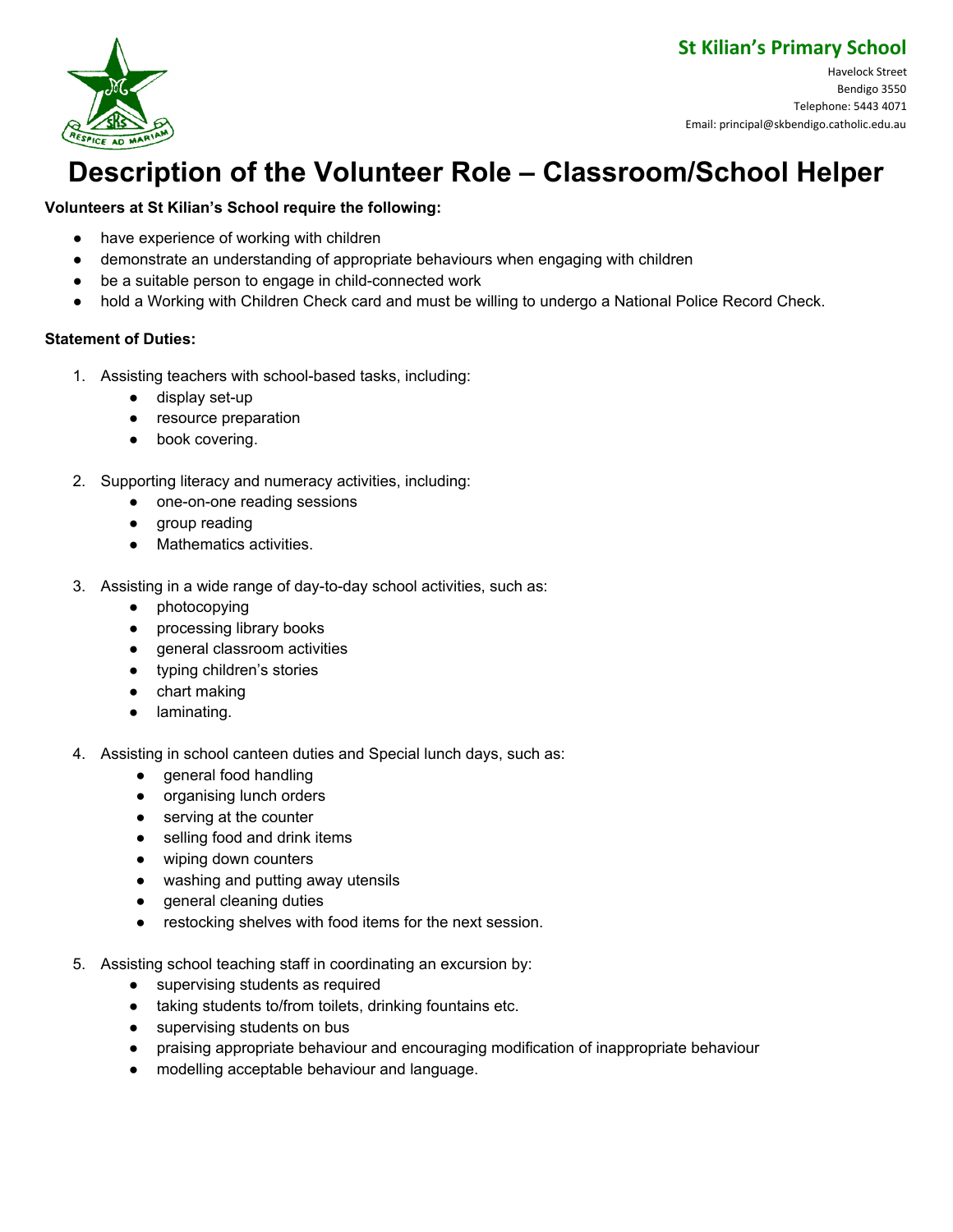**St Kilian's Primary School**

Havelock Street
Bendigo 3550
Telephone: 5443 4071
Email: principal@skbendigo.catholic.edu.au

# Description of the Volunteer Role – Classroom/School Helper

**Volunteers at St Kilian's School require the following:**

- have experience of working with children
- demonstrate an understanding of appropriate behaviours when engaging with children
- be a suitable person to engage in child-connected work
- hold a Working with Children Check card and must be willing to undergo a National Police Record Check.

**Statement of Duties:**

1. Assisting teachers with school-based tasks, including:
   - display set-up
   - resource preparation
   - book covering.

2. Supporting literacy and numeracy activities, including:
   - one-on-one reading sessions
   - group reading
   - Mathematics activities.

3. Assisting in a wide range of day-to-day school activities, such as:
   - photocopying
   - processing library books
   - general classroom activities
   - typing children's stories
   - chart making
   - laminating.

4. Assisting in school canteen duties and Special lunch days, such as:
   - general food handling
   - organising lunch orders
   - serving at the counter
   - selling food and drink items
   - wiping down counters
   - washing and putting away utensils
   - general cleaning duties
   - restocking shelves with food items for the next session.

5. Assisting school teaching staff in coordinating an excursion by:
   - supervising students as required
   - taking students to/from toilets, drinking fountains etc.
   - supervising students on bus
   - praising appropriate behaviour and encouraging modification of inappropriate behaviour
   - modelling acceptable behaviour and language.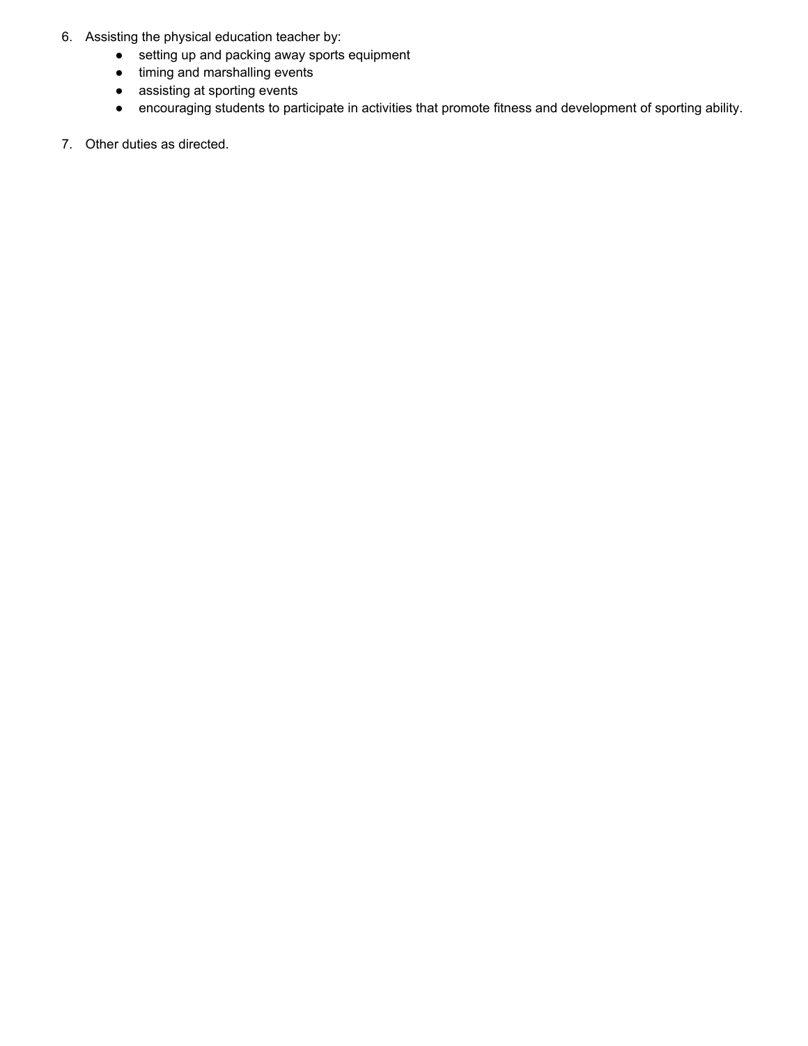6. Assisting the physical education teacher by:
    - setting up and packing away sports equipment
    - timing and marshalling events
    - assisting at sporting events
    - encouraging students to participate in activities that promote fitness and development of sporting ability.

7. Other duties as directed.